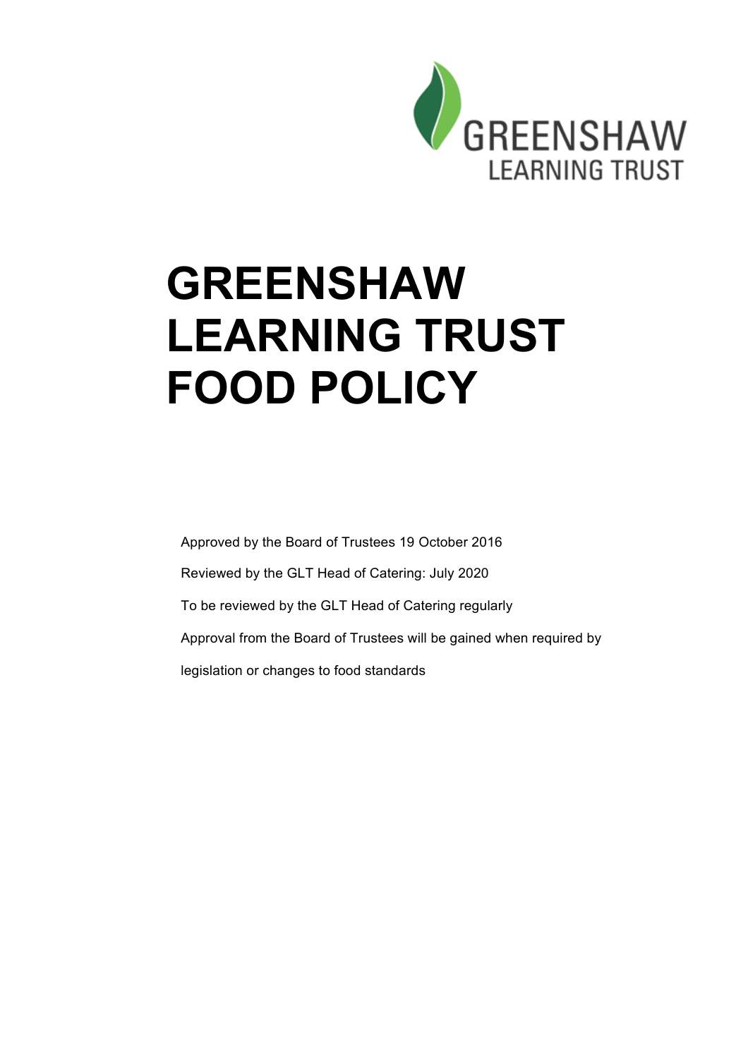# GREENSHAW LEARNING TRUST FOOD POLICY

Approved by the Board of Trustees 19 October 2016

Reviewed by the GLT Head of Catering: July 2020

To be reviewed by the GLT Head of Catering regularly

Approval from the Board of Trustees will be gained when required by legislation or changes to food standards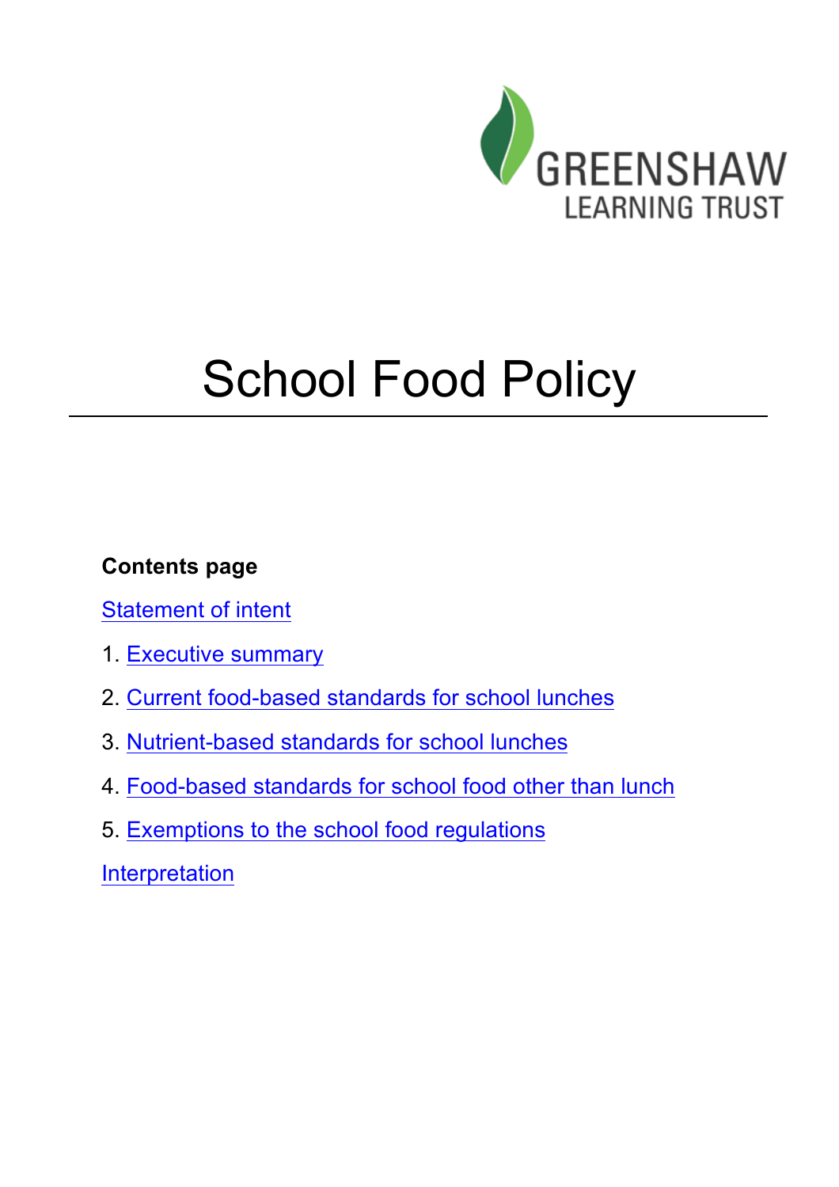GREENSHAW LEARNING TRUST

# School Food Policy

**Contents page**

Statement of intent

1. Executive summary
2. Current food-based standards for school lunches
3. Nutrient-based standards for school lunches
4. Food-based standards for school food other than lunch
5. Exemptions to the school food regulations

Interpretation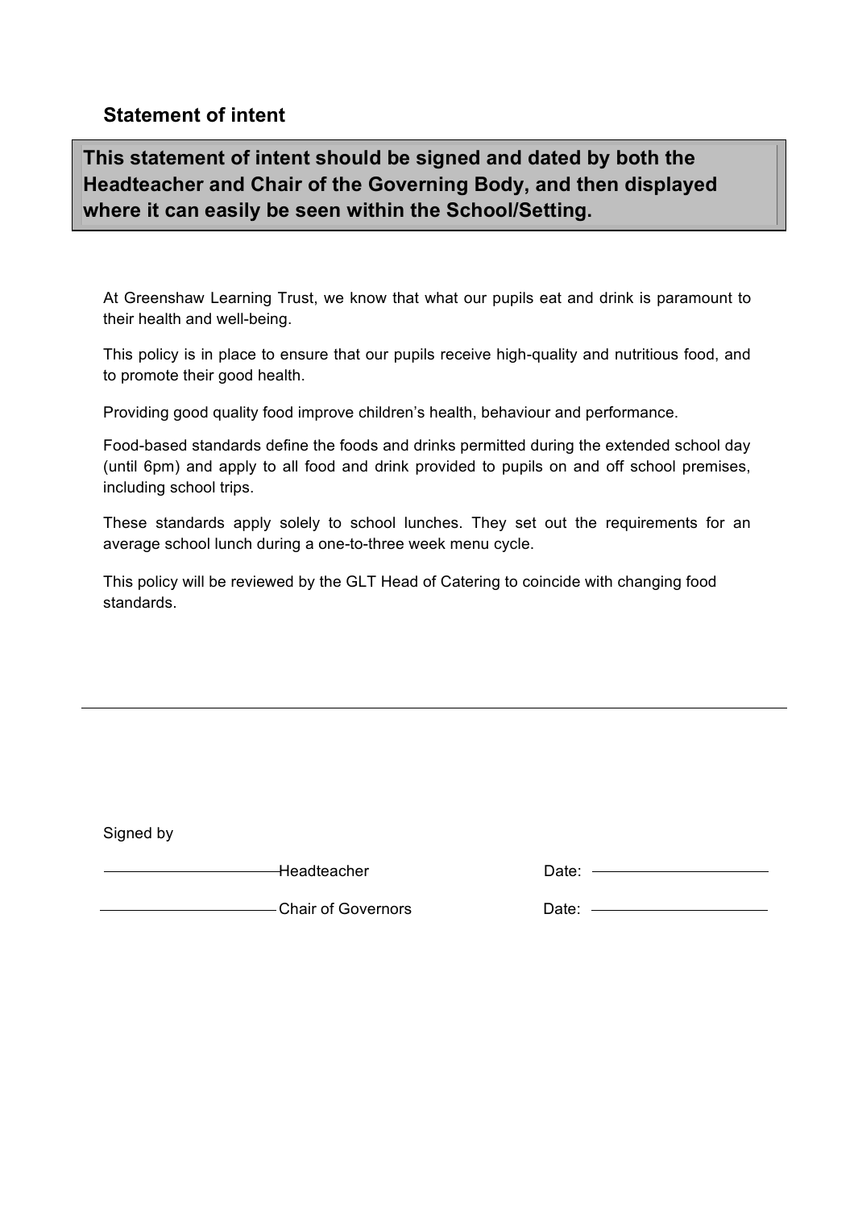## Statement of intent

**This statement of intent should be signed and dated by both the Headteacher and Chair of the Governing Body, and then displayed where it can easily be seen within the School/Setting.**

At Greenshaw Learning Trust, we know that what our pupils eat and drink is paramount to their health and well-being.

This policy is in place to ensure that our pupils receive high-quality and nutritious food, and to promote their good health.

Providing good quality food improve children's health, behaviour and performance.

Food-based standards define the foods and drinks permitted during the extended school day (until 6pm) and apply to all food and drink provided to pupils on and off school premises, including school trips.

These standards apply solely to school lunches. They set out the requirements for an average school lunch during a one-to-three week menu cycle.

This policy will be reviewed by the GLT Head of Catering to coincide with changing food standards.

---

Signed by

\_\_\_\_\_\_\_\_\_\_\_\_\_\_\_\_\_\_\_\_ Headteacher Date: \_\_\_\_\_\_\_\_\_\_\_\_\_\_\_\_\_\_\_\_

\_\_\_\_\_\_\_\_\_\_\_\_\_\_\_\_\_\_\_\_ Chair of Governors Date: \_\_\_\_\_\_\_\_\_\_\_\_\_\_\_\_\_\_\_\_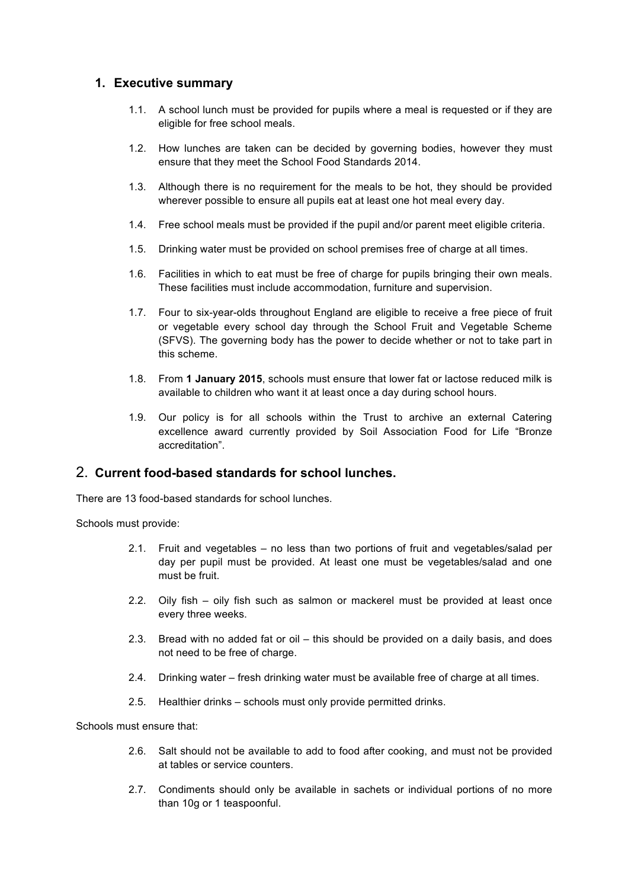## 1. Executive summary

1.1. A school lunch must be provided for pupils where a meal is requested or if they are eligible for free school meals.

1.2. How lunches are taken can be decided by governing bodies, however they must ensure that they meet the School Food Standards 2014.

1.3. Although there is no requirement for the meals to be hot, they should be provided wherever possible to ensure all pupils eat at least one hot meal every day.

1.4. Free school meals must be provided if the pupil and/or parent meet eligible criteria.

1.5. Drinking water must be provided on school premises free of charge at all times.

1.6. Facilities in which to eat must be free of charge for pupils bringing their own meals. These facilities must include accommodation, furniture and supervision.

1.7. Four to six-year-olds throughout England are eligible to receive a free piece of fruit or vegetable every school day through the School Fruit and Vegetable Scheme (SFVS). The governing body has the power to decide whether or not to take part in this scheme.

1.8. From **1 January 2015**, schools must ensure that lower fat or lactose reduced milk is available to children who want it at least once a day during school hours.

1.9. Our policy is for all schools within the Trust to archive an external Catering excellence award currently provided by Soil Association Food for Life "Bronze accreditation".

## 2. Current food-based standards for school lunches.

There are 13 food-based standards for school lunches.

Schools must provide:

2.1. Fruit and vegetables – no less than two portions of fruit and vegetables/salad per day per pupil must be provided. At least one must be vegetables/salad and one must be fruit.

2.2. Oily fish – oily fish such as salmon or mackerel must be provided at least once every three weeks.

2.3. Bread with no added fat or oil – this should be provided on a daily basis, and does not need to be free of charge.

2.4. Drinking water – fresh drinking water must be available free of charge at all times.

2.5. Healthier drinks – schools must only provide permitted drinks.

Schools must ensure that:

2.6. Salt should not be available to add to food after cooking, and must not be provided at tables or service counters.

2.7. Condiments should only be available in sachets or individual portions of no more than 10g or 1 teaspoonful.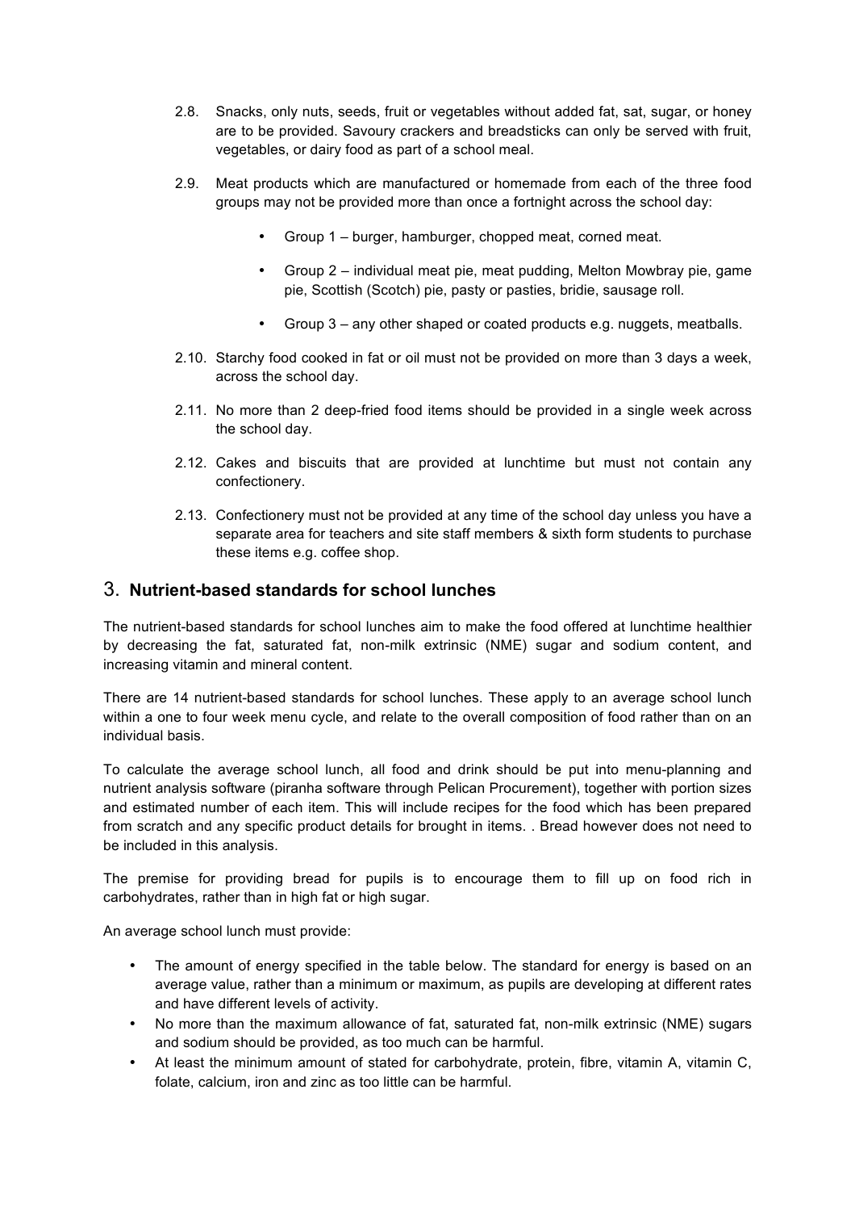2.8. Snacks, only nuts, seeds, fruit or vegetables without added fat, sat, sugar, or honey are to be provided. Savoury crackers and breadsticks can only be served with fruit, vegetables, or dairy food as part of a school meal.

2.9. Meat products which are manufactured or homemade from each of the three food groups may not be provided more than once a fortnight across the school day:

- Group 1 – burger, hamburger, chopped meat, corned meat.
- Group 2 – individual meat pie, meat pudding, Melton Mowbray pie, game pie, Scottish (Scotch) pie, pasty or pasties, bridie, sausage roll.
- Group 3 – any other shaped or coated products e.g. nuggets, meatballs.

2.10. Starchy food cooked in fat or oil must not be provided on more than 3 days a week, across the school day.

2.11. No more than 2 deep-fried food items should be provided in a single week across the school day.

2.12. Cakes and biscuits that are provided at lunchtime but must not contain any confectionery.

2.13. Confectionery must not be provided at any time of the school day unless you have a separate area for teachers and site staff members & sixth form students to purchase these items e.g. coffee shop.

## 3. Nutrient-based standards for school lunches

The nutrient-based standards for school lunches aim to make the food offered at lunchtime healthier by decreasing the fat, saturated fat, non-milk extrinsic (NME) sugar and sodium content, and increasing vitamin and mineral content.

There are 14 nutrient-based standards for school lunches. These apply to an average school lunch within a one to four week menu cycle, and relate to the overall composition of food rather than on an individual basis.

To calculate the average school lunch, all food and drink should be put into menu-planning and nutrient analysis software (piranha software through Pelican Procurement), together with portion sizes and estimated number of each item. This will include recipes for the food which has been prepared from scratch and any specific product details for brought in items. . Bread however does not need to be included in this analysis.

The premise for providing bread for pupils is to encourage them to fill up on food rich in carbohydrates, rather than in high fat or high sugar.

An average school lunch must provide:

- The amount of energy specified in the table below. The standard for energy is based on an average value, rather than a minimum or maximum, as pupils are developing at different rates and have different levels of activity.
- No more than the maximum allowance of fat, saturated fat, non-milk extrinsic (NME) sugars and sodium should be provided, as too much can be harmful.
- At least the minimum amount of stated for carbohydrate, protein, fibre, vitamin A, vitamin C, folate, calcium, iron and zinc as too little can be harmful.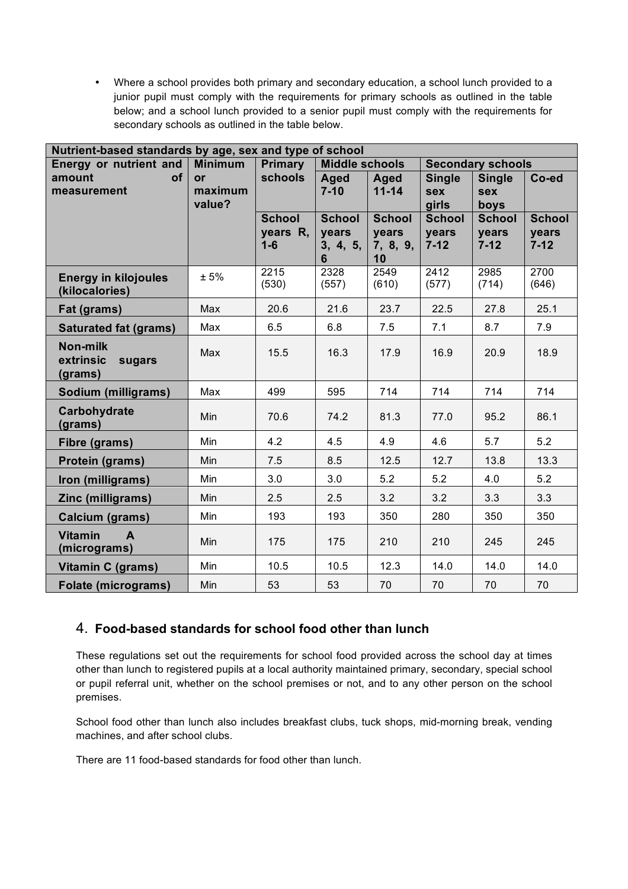- Where a school provides both primary and secondary education, a school lunch provided to a junior pupil must comply with the requirements for primary schools as outlined in the table below; and a school lunch provided to a senior pupil must comply with the requirements for secondary schools as outlined in the table below.

| Nutrient-based standards by age, sex and type of school | | | | | | | |
|---|---|---|---|---|---|---|---|
| **Energy or nutrient and amount of measurement** | **Minimum or maximum value?** | **Primary schools** | **Middle schools** | | **Secondary schools** | | |
| | | | **Aged 7-10** | **Aged 11-14** | **Single sex girls** | **Single sex boys** | **Co-ed** |
| | | **School years R, 1-6** | **School years 3, 4, 5, 6** | **School years 7, 8, 9, 10** | **School years 7-12** | **School years 7-12** | **School years 7-12** |
| **Energy in kilojoules (kilocalories)** | ± 5% | 2215 (530) | 2328 (557) | 2549 (610) | 2412 (577) | 2985 (714) | 2700 (646) |
| **Fat (grams)** | Max | 20.6 | 21.6 | 23.7 | 22.5 | 27.8 | 25.1 |
| **Saturated fat (grams)** | Max | 6.5 | 6.8 | 7.5 | 7.1 | 8.7 | 7.9 |
| **Non-milk extrinsic sugars (grams)** | Max | 15.5 | 16.3 | 17.9 | 16.9 | 20.9 | 18.9 |
| **Sodium (milligrams)** | Max | 499 | 595 | 714 | 714 | 714 | 714 |
| **Carbohydrate (grams)** | Min | 70.6 | 74.2 | 81.3 | 77.0 | 95.2 | 86.1 |
| **Fibre (grams)** | Min | 4.2 | 4.5 | 4.9 | 4.6 | 5.7 | 5.2 |
| **Protein (grams)** | Min | 7.5 | 8.5 | 12.5 | 12.7 | 13.8 | 13.3 |
| **Iron (milligrams)** | Min | 3.0 | 3.0 | 5.2 | 5.2 | 4.0 | 5.2 |
| **Zinc (milligrams)** | Min | 2.5 | 2.5 | 3.2 | 3.2 | 3.3 | 3.3 |
| **Calcium (grams)** | Min | 193 | 193 | 350 | 280 | 350 | 350 |
| **Vitamin A (micrograms)** | Min | 175 | 175 | 210 | 210 | 245 | 245 |
| **Vitamin C (grams)** | Min | 10.5 | 10.5 | 12.3 | 14.0 | 14.0 | 14.0 |
| **Folate (micrograms)** | Min | 53 | 53 | 70 | 70 | 70 | 70 |

## 4. Food-based standards for school food other than lunch

These regulations set out the requirements for school food provided across the school day at times other than lunch to registered pupils at a local authority maintained primary, secondary, special school or pupil referral unit, whether on the school premises or not, and to any other person on the school premises.

School food other than lunch also includes breakfast clubs, tuck shops, mid-morning break, vending machines, and after school clubs.

There are 11 food-based standards for food other than lunch.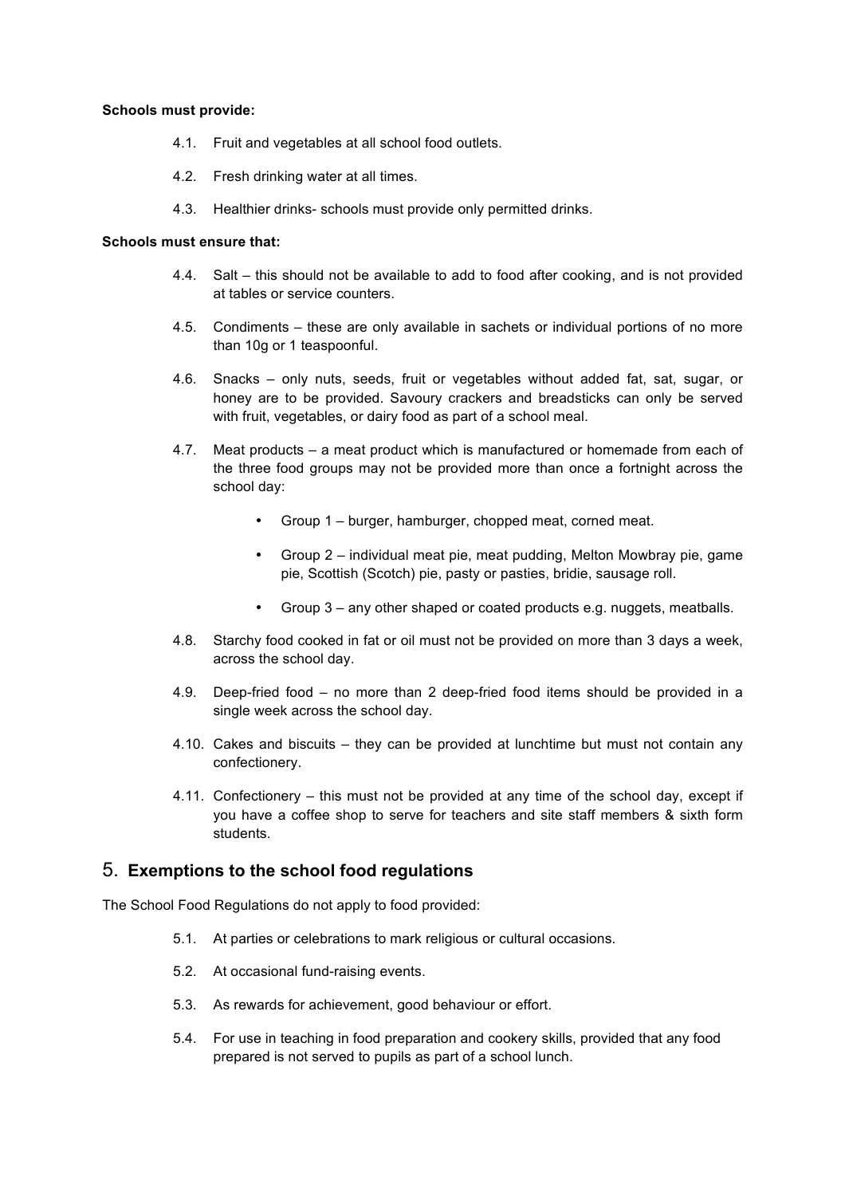**Schools must provide:**

4.1. Fruit and vegetables at all school food outlets.

4.2. Fresh drinking water at all times.

4.3. Healthier drinks- schools must provide only permitted drinks.

**Schools must ensure that:**

4.4. Salt – this should not be available to add to food after cooking, and is not provided at tables or service counters.

4.5. Condiments – these are only available in sachets or individual portions of no more than 10g or 1 teaspoonful.

4.6. Snacks – only nuts, seeds, fruit or vegetables without added fat, sat, sugar, or honey are to be provided. Savoury crackers and breadsticks can only be served with fruit, vegetables, or dairy food as part of a school meal.

4.7. Meat products – a meat product which is manufactured or homemade from each of the three food groups may not be provided more than once a fortnight across the school day:

- Group 1 – burger, hamburger, chopped meat, corned meat.
- Group 2 – individual meat pie, meat pudding, Melton Mowbray pie, game pie, Scottish (Scotch) pie, pasty or pasties, bridie, sausage roll.
- Group 3 – any other shaped or coated products e.g. nuggets, meatballs.

4.8. Starchy food cooked in fat or oil must not be provided on more than 3 days a week, across the school day.

4.9. Deep-fried food – no more than 2 deep-fried food items should be provided in a single week across the school day.

4.10. Cakes and biscuits – they can be provided at lunchtime but must not contain any confectionery.

4.11. Confectionery – this must not be provided at any time of the school day, except if you have a coffee shop to serve for teachers and site staff members & sixth form students.

## 5. Exemptions to the school food regulations

The School Food Regulations do not apply to food provided:

5.1. At parties or celebrations to mark religious or cultural occasions.

5.2. At occasional fund-raising events.

5.3. As rewards for achievement, good behaviour or effort.

5.4. For use in teaching in food preparation and cookery skills, provided that any food prepared is not served to pupils as part of a school lunch.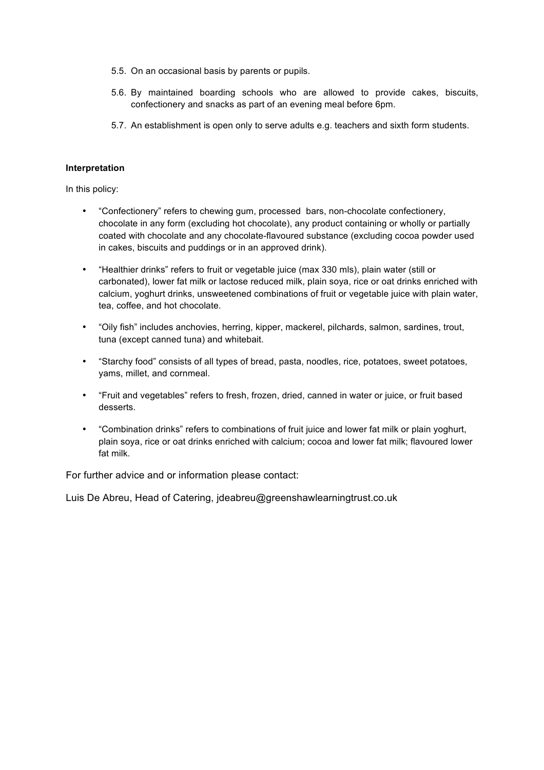5.5. On an occasional basis by parents or pupils.

5.6. By maintained boarding schools who are allowed to provide cakes, biscuits, confectionery and snacks as part of an evening meal before 6pm.

5.7. An establishment is open only to serve adults e.g. teachers and sixth form students.

**Interpretation**

In this policy:

- "Confectionery" refers to chewing gum, processed bars, non-chocolate confectionery, chocolate in any form (excluding hot chocolate), any product containing or wholly or partially coated with chocolate and any chocolate-flavoured substance (excluding cocoa powder used in cakes, biscuits and puddings or in an approved drink).
- "Healthier drinks" refers to fruit or vegetable juice (max 330 mls), plain water (still or carbonated), lower fat milk or lactose reduced milk, plain soya, rice or oat drinks enriched with calcium, yoghurt drinks, unsweetened combinations of fruit or vegetable juice with plain water, tea, coffee, and hot chocolate.
- "Oily fish" includes anchovies, herring, kipper, mackerel, pilchards, salmon, sardines, trout, tuna (except canned tuna) and whitebait.
- "Starchy food" consists of all types of bread, pasta, noodles, rice, potatoes, sweet potatoes, yams, millet, and cornmeal.
- "Fruit and vegetables" refers to fresh, frozen, dried, canned in water or juice, or fruit based desserts.
- "Combination drinks" refers to combinations of fruit juice and lower fat milk or plain yoghurt, plain soya, rice or oat drinks enriched with calcium; cocoa and lower fat milk; flavoured lower fat milk.

For further advice and or information please contact:

Luis De Abreu, Head of Catering, jdeabreu@greenshawlearningtrust.co.uk